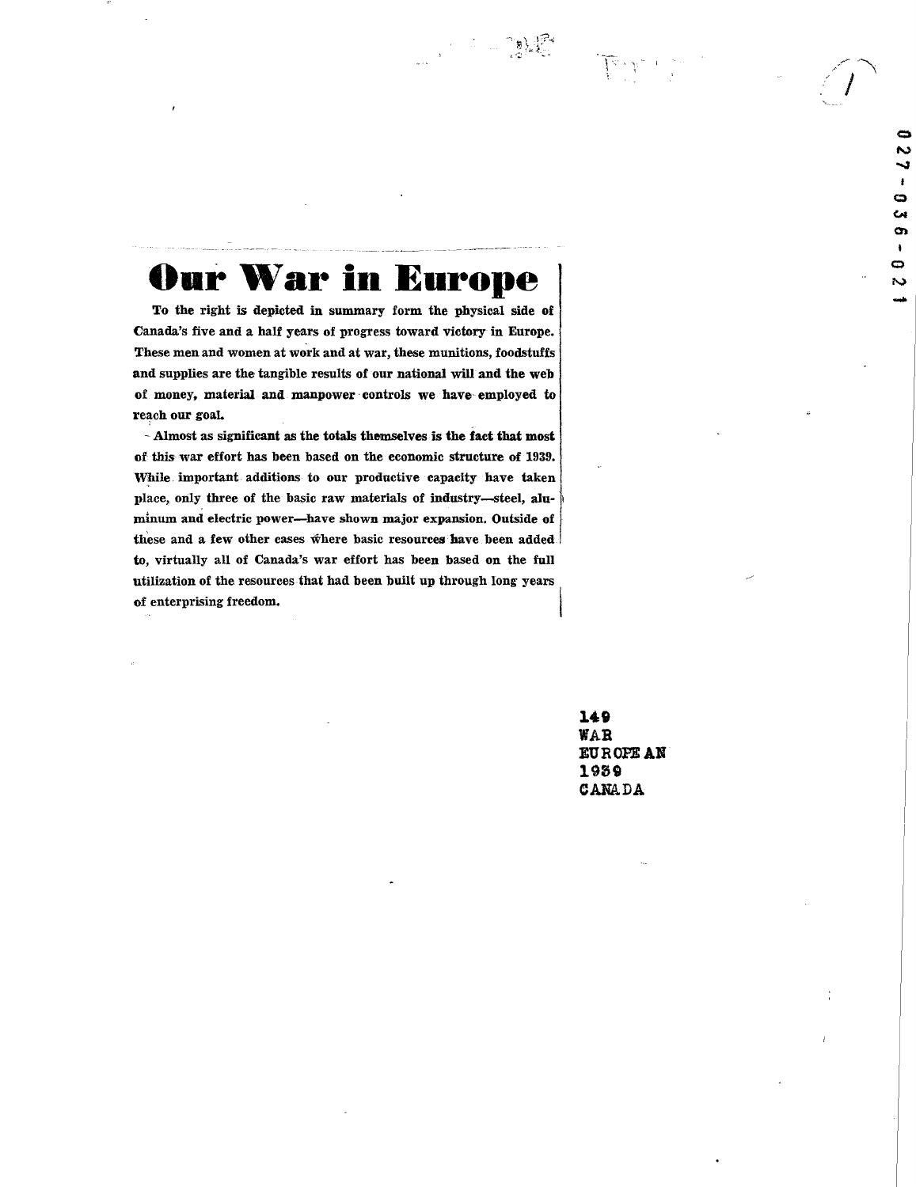# Our War in Europe

**To the right is depicted in summary form the physical side of Canada's five and a half years of progress toward victory in Europe. These men and women at work and at war, these munitions, foodstuffs and supplies are the tangible results of our national will and the web of money, material and manpower controls we have employed to reach our goal.**

**Almost as significant as the totals themselves is the fact that most of this war effort has been based on the economic structure of 1939. While important additions to our productive capacity have taken place, only three of the basic raw materials of industry—steel, aluminum and electric power—have shown major expansion. Outside of these and a few other cases where basic resources have been added to, virtually all of Canada's war effort has been based on the full utilization of the resources that had been built up through long years of enterprising freedom.**

149
WAR
EUROPEAN
1939
CANADA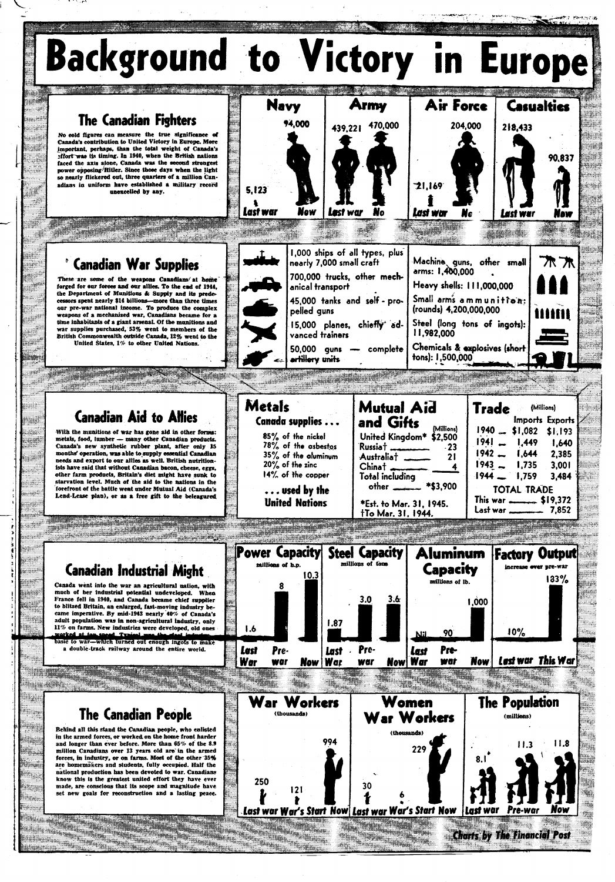# Background to Victory in Europe

## The Canadian Fighters

No cold figures can measure the true significance of Canada's contribution to United Victory in Europe. More important, perhaps, than the total weight of Canada's effort was its timing. In 1940, when the British nations faced the axis alone, Canada was the second strongest power opposing Hitler. Since those days when the light so nearly flickered out, three quarters of a million Canadians in uniform have established a military record unexcelled by any.

**Navy**
5,123 — Last war
94,000 — Now

**Army**
439,221 — Last war
470,000 — Now

**Air Force**
21,169 — Last war
204,000 — Now

**Casualties**
218,433 — Last war
90,837 — Now

## Canadian War Supplies

These are some of the weapons Canadians at home forged for our forces and our allies. To the end of 1944, the Department of Munitions & Supply and its predecessors spent nearly $14 billions—more than three times our pre-war national income. To produce the complex weapons of a mechanized war, Canadians became for a time inhabitants of a giant arsenal. Of the munitions and war supplies purchased, 53% went to members of the British Commonwealth outside Canada, 12% went to the United States, 1% to other United Nations.

- 1,000 ships of all types, plus nearly 7,000 small craft
- 700,000 trucks, other mechanical transport
- 45,000 tanks and self-propelled guns
- 15,000 planes, chiefly advanced trainers
- 50,000 guns — complete artillery units
- Machine guns, other small arms: 1,400,000
- Heavy shells: 111,000,000
- Small arms ammunition (rounds) 4,200,000,000
- Steel (long tons of ingots): 11,982,000
- Chemicals & explosives (short tons): 1,500,000

## Canadian Aid to Allies

With the munitions of war has gone aid in other forms: metals, food, lumber — many other Canadian products. Canada's new synthetic rubber plant, after only 15 months' operation, was able to supply essential Canadian needs and export to our allies as well. British nutritionists have said that without Canadian bacon, cheese, eggs, other farm products, Britain's diet might have sunk to starvation level. Much of the aid to the nations in the forefront of the battle went under Mutual Aid (Canada's Lend-Lease plan), or as a free gift to the beleaguered.

**Metals**

Canada supplies ...

- 85% of the nickel
- 78% of the asbestos
- 35% of the aluminum
- 20% of the zinc
- 14% of the copper

... used by the United Nations

**Mutual Aid and Gifts** (Millions)

| | |
|---|---|
| United Kingdom* | $2,500 |
| Russia† | 23 |
| Australia† | 21 |
| China† | 4 |
| Total including other | *$3,900 |

*Est. to Mar. 31, 1945.
†To Mar. 31, 1944.

**Trade** (Millions)

| | Imports | Exports |
|---|---|---|
| 1940 | $1,082 | $1,193 |
| 1941 | 1,449 | 1,640 |
| 1942 | 1,644 | 2,385 |
| 1943 | 1,735 | 3,001 |
| 1944 | 1,759 | 3,484 |

TOTAL TRADE
This war — $19,372
Last war — 7,852

## Canadian Industrial Might

Canada went into the war an agricultural nation, with much of her industrial potential undeveloped. When France fell in 1940, and Canada became chief supplier to blitzed Britain, an enlarged, fast-moving industry became imperative. By mid-1943 nearly 40% of Canada's adult population was in non-agricultural industry, only 11% on farms. New industries were developed, old ones worked at top speed. Typical was the steel industry—basic to war—which turned out enough ingots to make a double-track railway around the entire world.

**Power Capacity** (millions of h.p.)
Last War 1.6
Pre-war 8
Now 10.3

**Steel Capacity** (millions of tons)
Last War 1.87
Pre-war 3.0
Now 3.6

**Aluminum Capacity** (millions of lb.)
Last War Nil
Pre-war 90
Now 1,000

**Factory Output** (increase over pre-war)
Last war 10%
This War 183%

## The Canadian People

Behind all this stand the Canadian people, who enlisted in the armed forces, or worked on the home front harder and longer than ever before. More than 65% of the 8.9 million Canadians over 13 years old are in the armed forces, in industry, or on farms. Most of the other 35% are homemakers and students, fully occupied. Half the national production has been devoted to war. Canadians know this is the greatest united effort they have ever made, are conscious that its scope and magnitude have set new goals for reconstruction and a lasting peace.

**War Workers** (thousands)
Last war 250
War's Start 121
Now 994

**Women War Workers** (thousands)
Last war 30
War's Start 6
Now 229

**The Population** (millions)
Last war 8.1
Pre-war 11.3
Now 11.8

Charts by The Financial Post